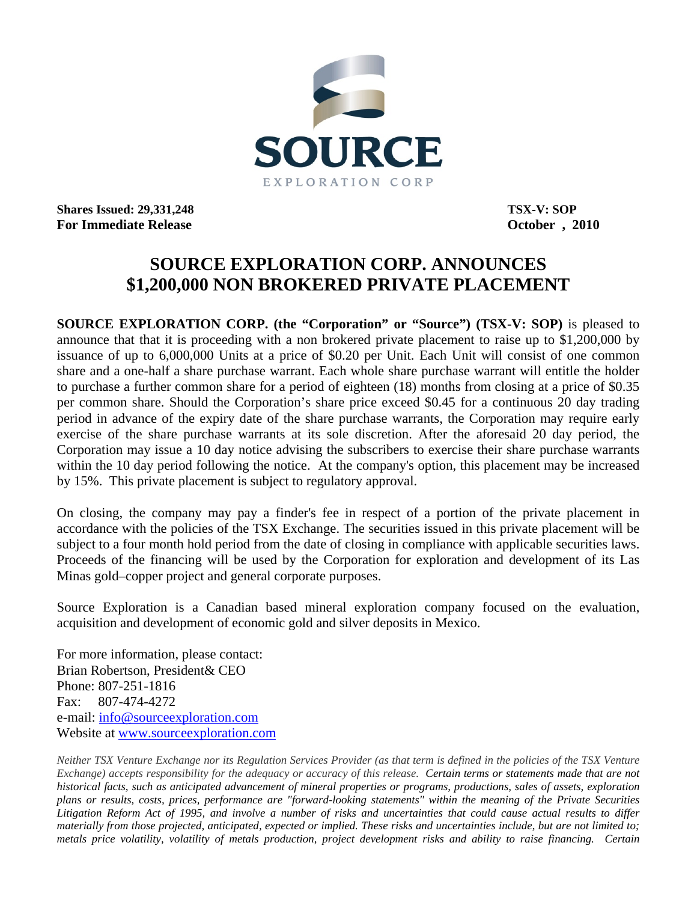SOURCE

EXPLORATION CORP

**Shares Issued: 29,331,248**
**For Immediate Release**

**TSX-V: SOP**
**October , 2010**

# SOURCE EXPLORATION CORP. ANNOUNCES $1,200,000 NON BROKERED PRIVATE PLACEMENT

**SOURCE EXPLORATION CORP. (the "Corporation" or "Source") (TSX-V: SOP)** is pleased to announce that that it is proceeding with a non brokered private placement to raise up to $1,200,000 by issuance of up to 6,000,000 Units at a price of $0.20 per Unit. Each Unit will consist of one common share and a one-half a share purchase warrant. Each whole share purchase warrant will entitle the holder to purchase a further common share for a period of eighteen (18) months from closing at a price of $0.35 per common share. Should the Corporation's share price exceed $0.45 for a continuous 20 day trading period in advance of the expiry date of the share purchase warrants, the Corporation may require early exercise of the share purchase warrants at its sole discretion. After the aforesaid 20 day period, the Corporation may issue a 10 day notice advising the subscribers to exercise their share purchase warrants within the 10 day period following the notice. At the company's option, this placement may be increased by 15%. This private placement is subject to regulatory approval.

On closing, the company may pay a finder's fee in respect of a portion of the private placement in accordance with the policies of the TSX Exchange. The securities issued in this private placement will be subject to a four month hold period from the date of closing in compliance with applicable securities laws. Proceeds of the financing will be used by the Corporation for exploration and development of its Las Minas gold–copper project and general corporate purposes.

Source Exploration is a Canadian based mineral exploration company focused on the evaluation, acquisition and development of economic gold and silver deposits in Mexico.

For more information, please contact:
Brian Robertson, President& CEO
Phone: 807-251-1816
Fax: 807-474-4272
e-mail: info@sourceexploration.com
Website at www.sourceexploration.com

*Neither TSX Venture Exchange nor its Regulation Services Provider (as that term is defined in the policies of the TSX Venture Exchange) accepts responsibility for the adequacy or accuracy of this release. Certain terms or statements made that are not historical facts, such as anticipated advancement of mineral properties or programs, productions, sales of assets, exploration plans or results, costs, prices, performance are "forward-looking statements" within the meaning of the Private Securities Litigation Reform Act of 1995, and involve a number of risks and uncertainties that could cause actual results to differ materially from those projected, anticipated, expected or implied. These risks and uncertainties include, but are not limited to; metals price volatility, volatility of metals production, project development risks and ability to raise financing. Certain*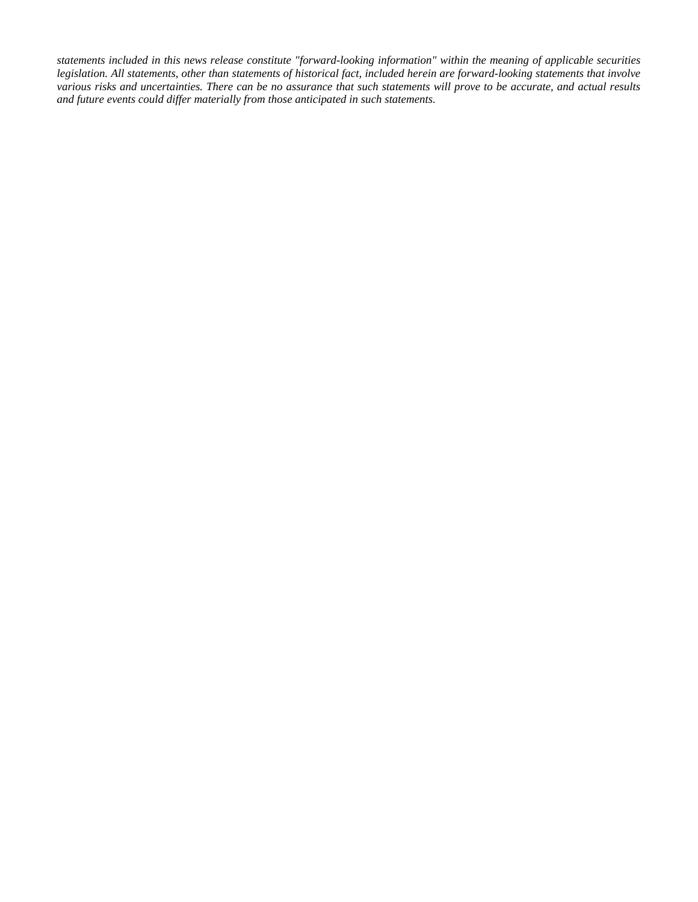*statements included in this news release constitute "forward-looking information" within the meaning of applicable securities legislation. All statements, other than statements of historical fact, included herein are forward-looking statements that involve various risks and uncertainties. There can be no assurance that such statements will prove to be accurate, and actual results and future events could differ materially from those anticipated in such statements.*